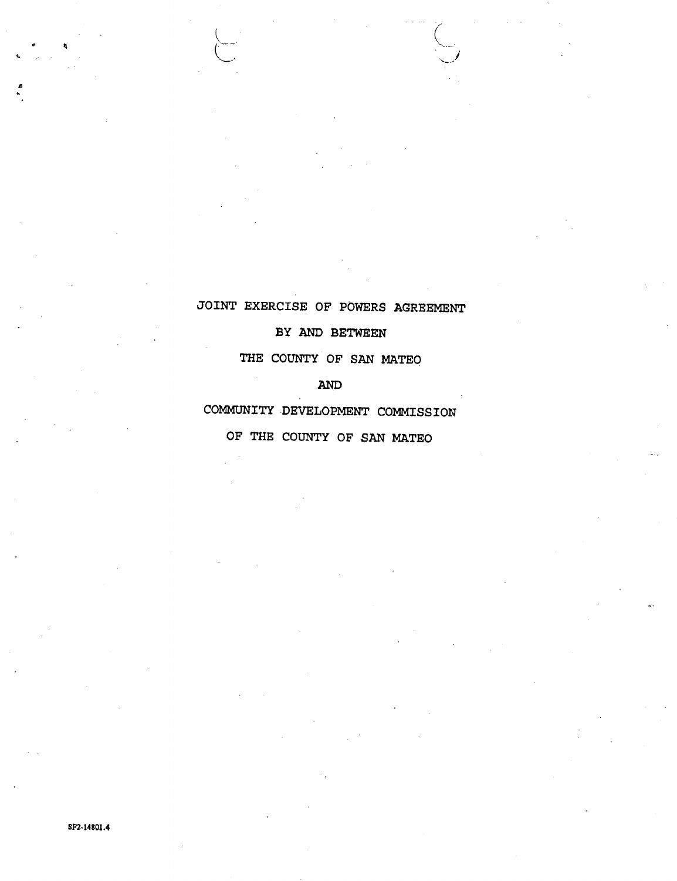# JOINT EXERCISE OF POWERS AGREEMENT

BY AND BETWEEN

THE COUNTY OF SAN MATEO

AND

COMMUNITY DEVELOPMENT COMMISSION

OF THE COUNTY OF SAN MATEO

SF2-14801.4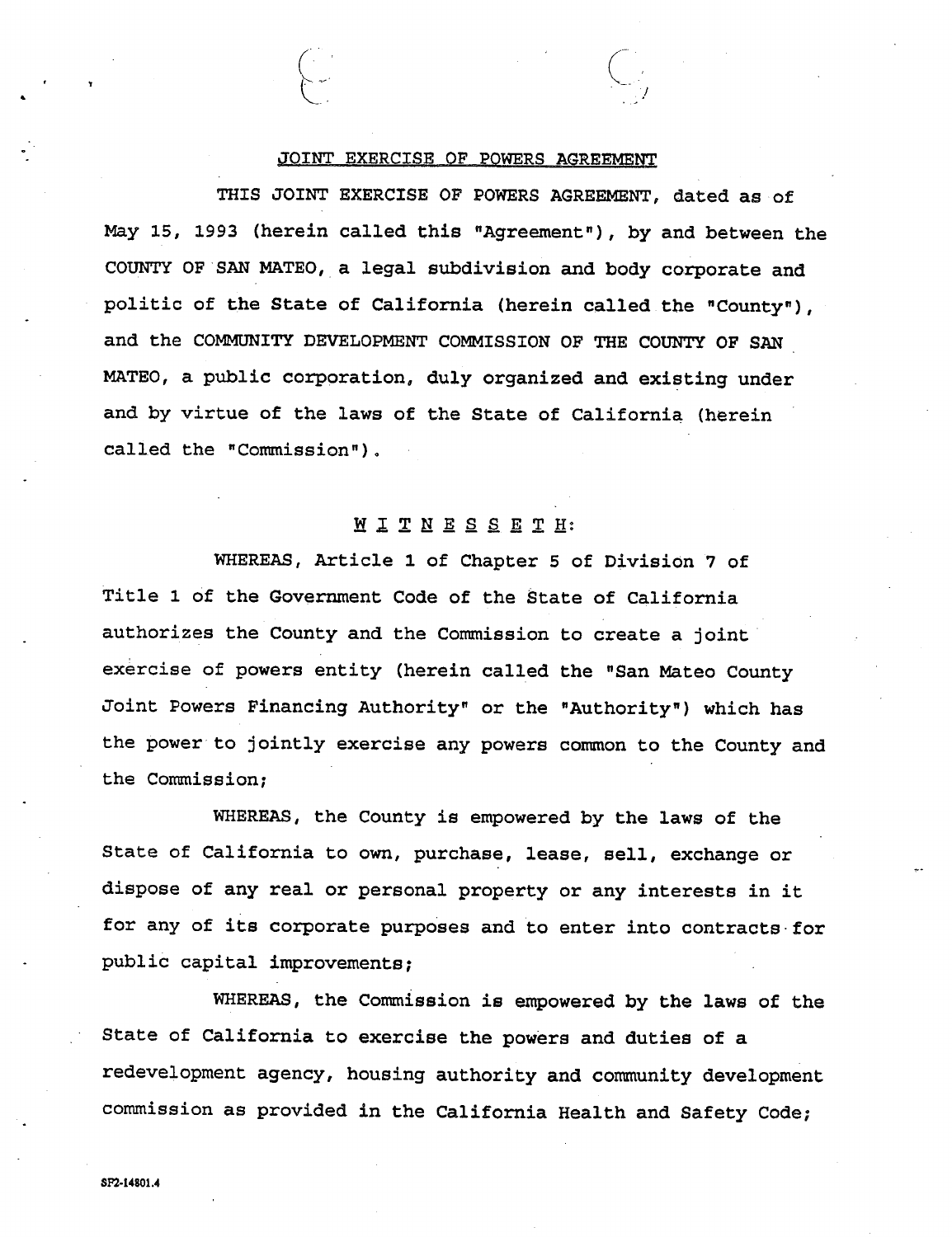## JOINT EXERCISE OF POWERS AGREEMENT

THIS JOINT EXERCISE OF POWERS AGREEMENT, dated as of May 15, 1993 (herein called this "Agreement"), by and between the COUNTY OF SAN MATEO, a legal subdivision and body corporate and politic of the State of California (herein called the "County"), and the COMMUNITY DEVELOPMENT COMMISSION OF THE COUNTY OF SAN MATEO, a public corporation, duly organized and existing under and by virtue of the laws of the State of California (herein called the "Commission").

W I T N E S S E T H:

WHEREAS, Article 1 of Chapter 5 of Division 7 of Title 1 of the Government Code of the State of California authorizes the County and the Commission to create a joint exercise of powers entity (herein called the "San Mateo County Joint Powers Financing Authority" or the "Authority") which has the power to jointly exercise any powers common to the County and the Commission;

WHEREAS, the County is empowered by the laws of the State of California to own, purchase, lease, sell, exchange or dispose of any real or personal property or any interests in it for any of its corporate purposes and to enter into contracts for public capital improvements;

WHEREAS, the Commission is empowered by the laws of the State of California to exercise the powers and duties of a redevelopment agency, housing authority and community development commission as provided in the California Health and Safety Code;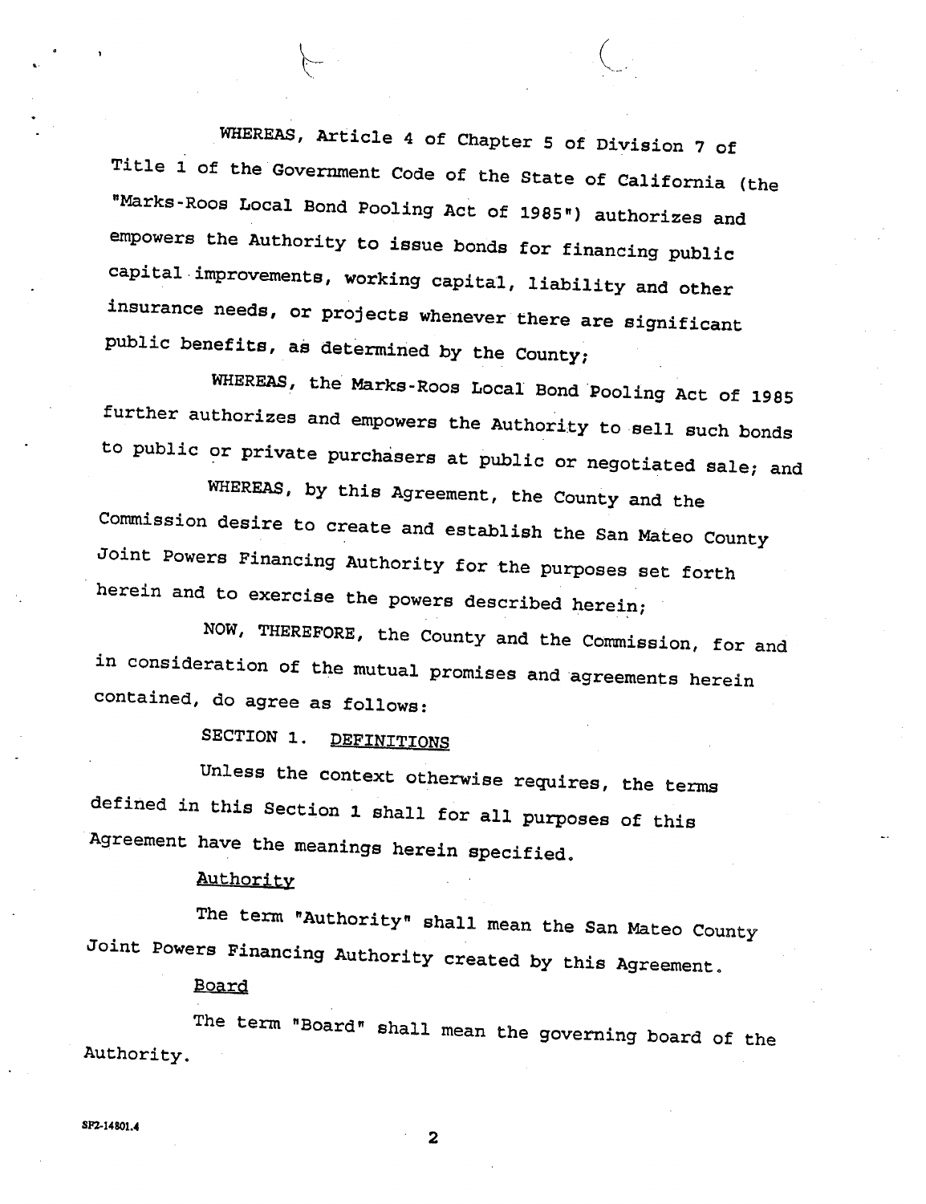WHEREAS, Article 4 of Chapter 5 of Division 7 of Title 1 of the Government Code of the State of California (the "Marks-Roos Local Bond Pooling Act of 1985") authorizes and empowers the Authority to issue bonds for financing public capital improvements, working capital, liability and other insurance needs, or projects whenever there are significant public benefits, as determined by the County;

WHEREAS, the Marks-Roos Local Bond Pooling Act of 1985 further authorizes and empowers the Authority to sell such bonds to public or private purchasers at public or negotiated sale; and

WHEREAS, by this Agreement, the County and the Commission desire to create and establish the San Mateo County Joint Powers Financing Authority for the purposes set forth herein and to exercise the powers described herein;

NOW, THEREFORE, the County and the Commission, for and in consideration of the mutual promises and agreements herein contained, do agree as follows:

## SECTION 1. <u>DEFINITIONS</u>

Unless the context otherwise requires, the terms defined in this Section 1 shall for all purposes of this Agreement have the meanings herein specified.

<u>Authority</u>

The term "Authority" shall mean the San Mateo County Joint Powers Financing Authority created by this Agreement.

<u>Board</u>

The term "Board" shall mean the governing board of the Authority.

SF2-14801.4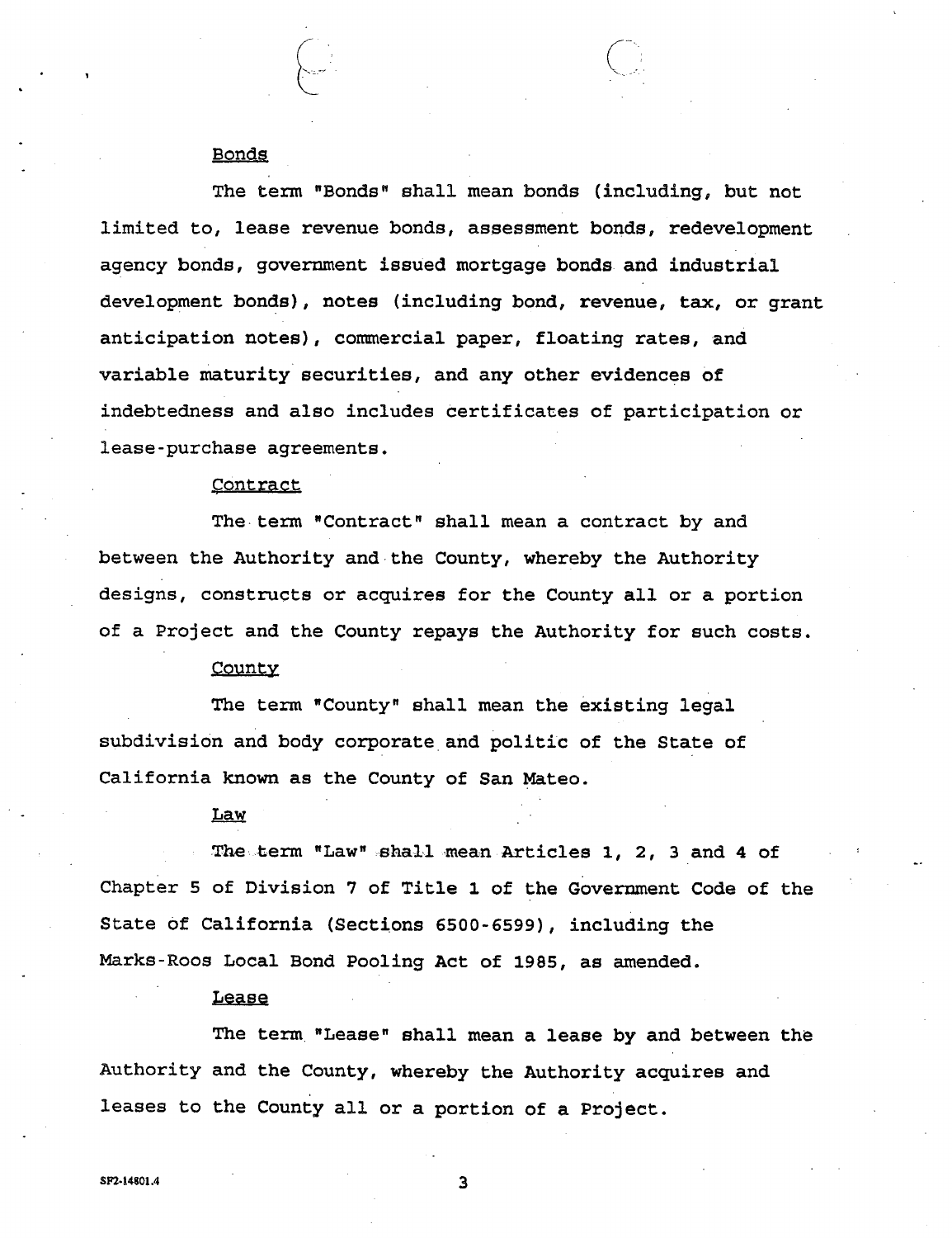Bonds

The term "Bonds" shall mean bonds (including, but not limited to, lease revenue bonds, assessment bonds, redevelopment agency bonds, government issued mortgage bonds and industrial development bonds), notes (including bond, revenue, tax, or grant anticipation notes), commercial paper, floating rates, and variable maturity securities, and any other evidences of indebtedness and also includes certificates of participation or lease-purchase agreements.

Contract

The term "Contract" shall mean a contract by and between the Authority and the County, whereby the Authority designs, constructs or acquires for the County all or a portion of a Project and the County repays the Authority for such costs.

County

The term "County" shall mean the existing legal subdivision and body corporate and politic of the State of California known as the County of San Mateo.

Law

The term "Law" shall mean Articles 1, 2, 3 and 4 of Chapter 5 of Division 7 of Title 1 of the Government Code of the State of California (Sections 6500-6599), including the Marks-Roos Local Bond Pooling Act of 1985, as amended.

Lease

The term "Lease" shall mean a lease by and between the Authority and the County, whereby the Authority acquires and leases to the County all or a portion of a Project.

SF2-14801.4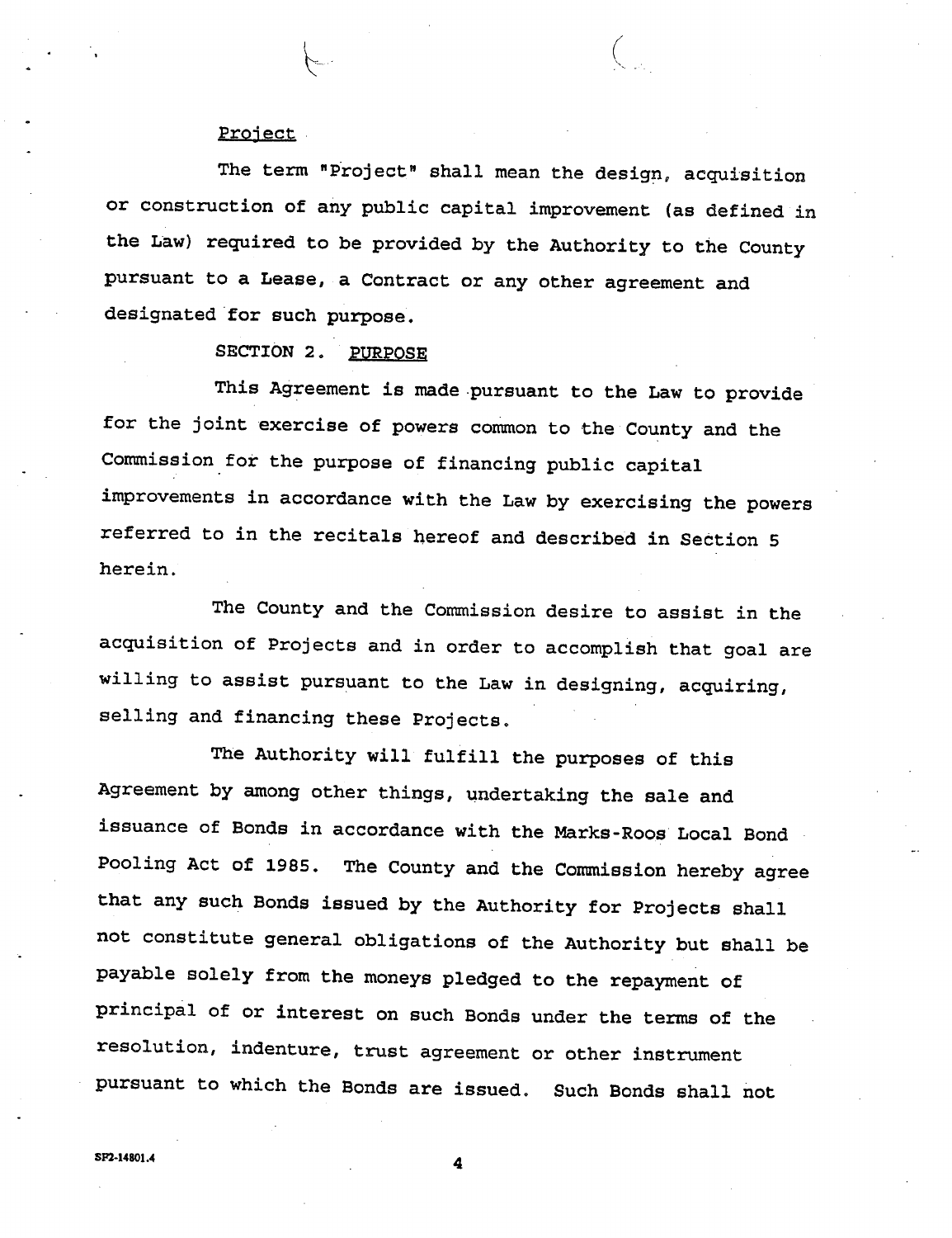Project

The term "Project" shall mean the design, acquisition or construction of any public capital improvement (as defined in the Law) required to be provided by the Authority to the County pursuant to a Lease, a Contract or any other agreement and designated for such purpose.

SECTION 2. PURPOSE

This Agreement is made pursuant to the Law to provide for the joint exercise of powers common to the County and the Commission for the purpose of financing public capital improvements in accordance with the Law by exercising the powers referred to in the recitals hereof and described in Section 5 herein.

The County and the Commission desire to assist in the acquisition of Projects and in order to accomplish that goal are willing to assist pursuant to the Law in designing, acquiring, selling and financing these Projects.

The Authority will fulfill the purposes of this Agreement by among other things, undertaking the sale and issuance of Bonds in accordance with the Marks-Roos Local Bond Pooling Act of 1985. The County and the Commission hereby agree that any such Bonds issued by the Authority for Projects shall not constitute general obligations of the Authority but shall be payable solely from the moneys pledged to the repayment of principal of or interest on such Bonds under the terms of the resolution, indenture, trust agreement or other instrument pursuant to which the Bonds are issued. Such Bonds shall not

SF2-14801.4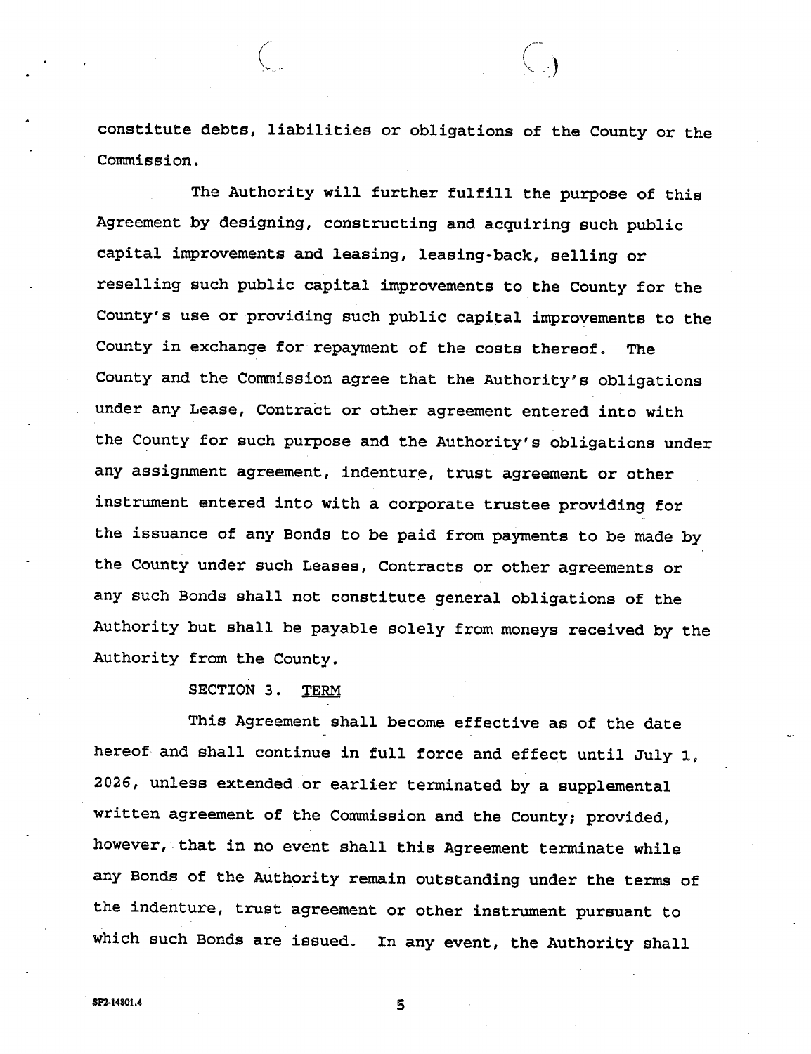constitute debts, liabilities or obligations of the County or the Commission.

The Authority will further fulfill the purpose of this Agreement by designing, constructing and acquiring such public capital improvements and leasing, leasing-back, selling or reselling such public capital improvements to the County for the County's use or providing such public capital improvements to the County in exchange for repayment of the costs thereof. The County and the Commission agree that the Authority's obligations under any Lease, Contract or other agreement entered into with the County for such purpose and the Authority's obligations under any assignment agreement, indenture, trust agreement or other instrument entered into with a corporate trustee providing for the issuance of any Bonds to be paid from payments to be made by the County under such Leases, Contracts or other agreements or any such Bonds shall not constitute general obligations of the Authority but shall be payable solely from moneys received by the Authority from the County.

SECTION 3. <u>TERM</u>

This Agreement shall become effective as of the date hereof and shall continue in full force and effect until July 1, 2026, unless extended or earlier terminated by a supplemental written agreement of the Commission and the County; provided, however, that in no event shall this Agreement terminate while any Bonds of the Authority remain outstanding under the terms of the indenture, trust agreement or other instrument pursuant to which such Bonds are issued. In any event, the Authority shall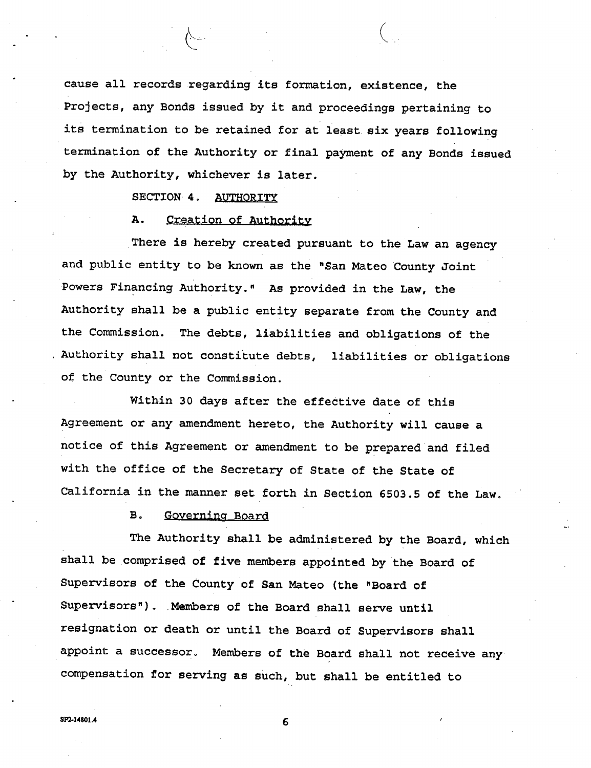cause all records regarding its formation, existence, the Projects, any Bonds issued by it and proceedings pertaining to its termination to be retained for at least six years following termination of the Authority or final payment of any Bonds issued by the Authority, whichever is later.

SECTION 4. AUTHORITY

A. Creation of Authority

There is hereby created pursuant to the Law an agency and public entity to be known as the "San Mateo County Joint Powers Financing Authority." As provided in the Law, the Authority shall be a public entity separate from the County and the Commission. The debts, liabilities and obligations of the Authority shall not constitute debts, liabilities or obligations of the County or the Commission.

Within 30 days after the effective date of this Agreement or any amendment hereto, the Authority will cause a notice of this Agreement or amendment to be prepared and filed with the office of the Secretary of State of the State of California in the manner set forth in Section 6503.5 of the Law.

B. Governing Board

The Authority shall be administered by the Board, which shall be comprised of five members appointed by the Board of Supervisors of the County of San Mateo (the "Board of Supervisors"). Members of the Board shall serve until resignation or death or until the Board of Supervisors shall appoint a successor. Members of the Board shall not receive any compensation for serving as such, but shall be entitled to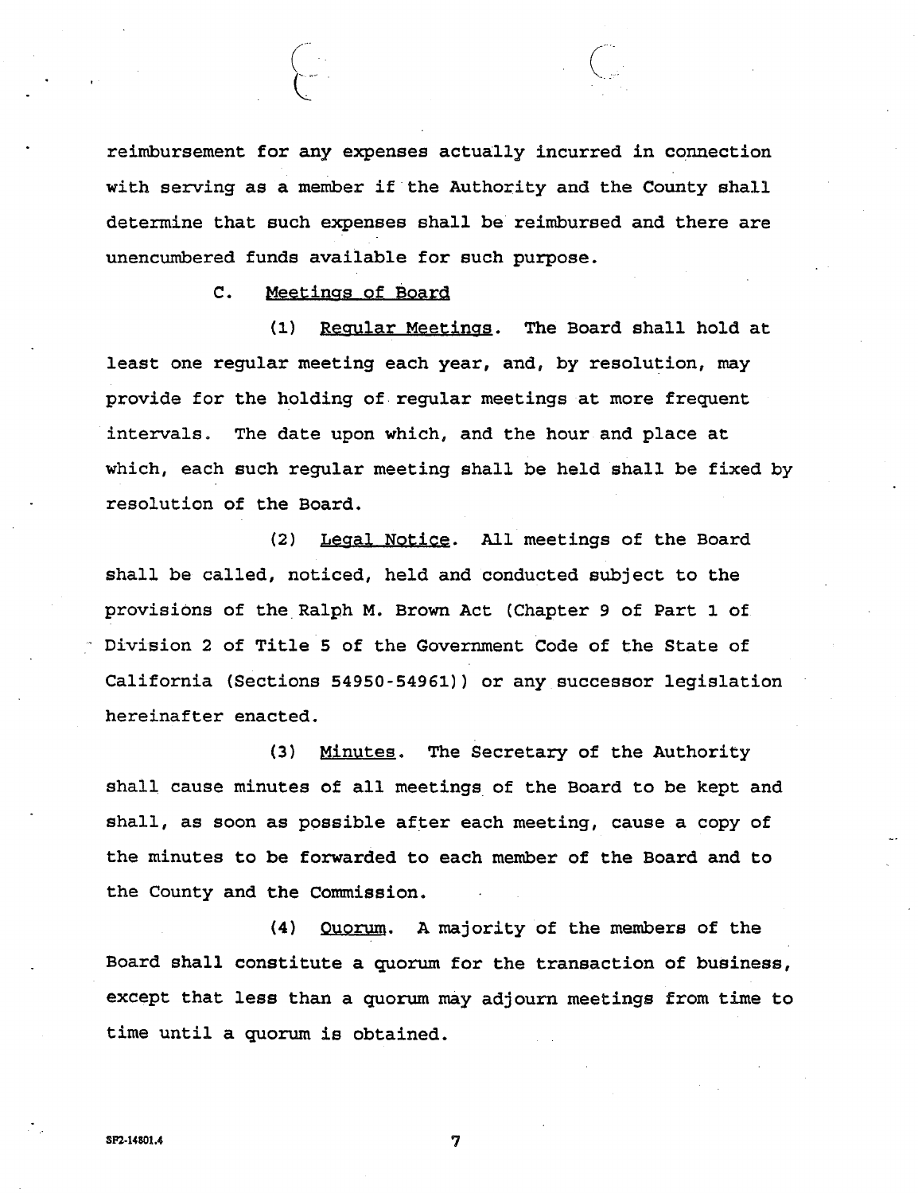reimbursement for any expenses actually incurred in connection with serving as a member if the Authority and the County shall determine that such expenses shall be reimbursed and there are unencumbered funds available for such purpose.

C. Meetings of Board

(1) Regular Meetings. The Board shall hold at least one regular meeting each year, and, by resolution, may provide for the holding of regular meetings at more frequent intervals. The date upon which, and the hour and place at which, each such regular meeting shall be held shall be fixed by resolution of the Board.

(2) Legal Notice. All meetings of the Board shall be called, noticed, held and conducted subject to the provisions of the Ralph M. Brown Act (Chapter 9 of Part 1 of Division 2 of Title 5 of the Government Code of the State of California (Sections 54950-54961)) or any successor legislation hereinafter enacted.

(3) Minutes. The Secretary of the Authority shall cause minutes of all meetings of the Board to be kept and shall, as soon as possible after each meeting, cause a copy of the minutes to be forwarded to each member of the Board and to the County and the Commission.

(4) Quorum. A majority of the members of the Board shall constitute a quorum for the transaction of business, except that less than a quorum may adjourn meetings from time to time until a quorum is obtained.

SF2-14801.4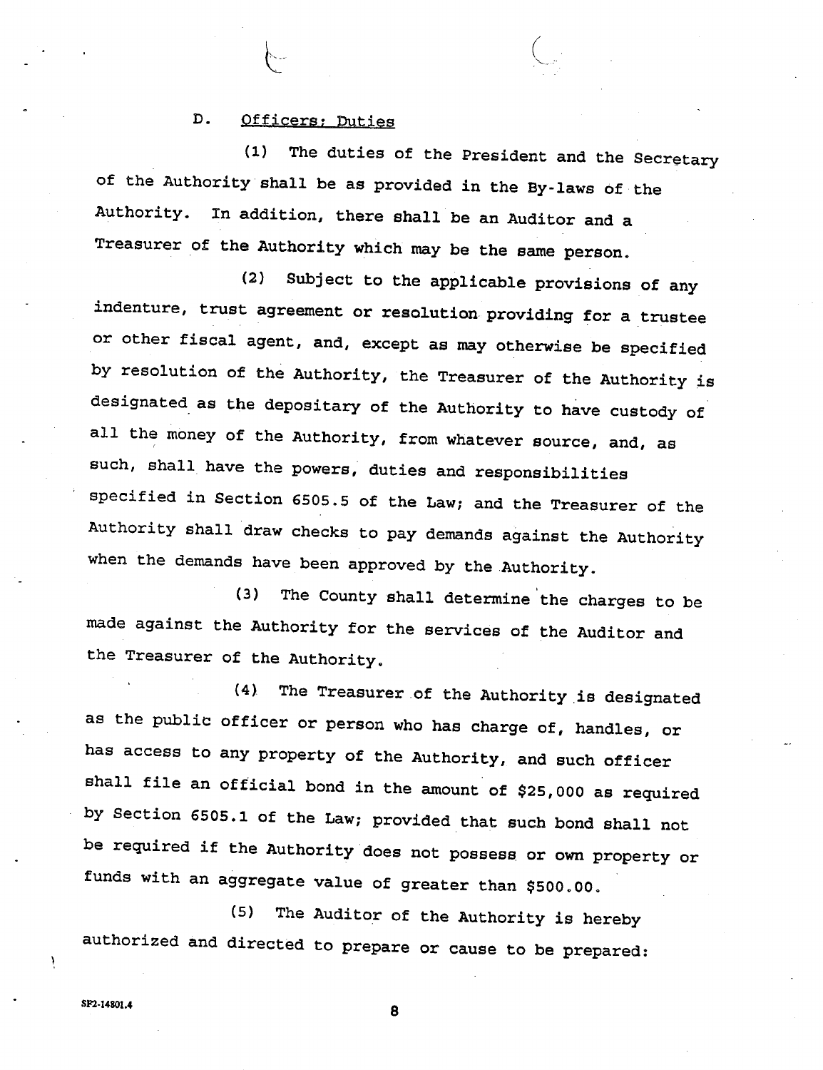D. <u>Officers; Duties</u>

(1) The duties of the President and the Secretary of the Authority shall be as provided in the By-laws of the Authority. In addition, there shall be an Auditor and a Treasurer of the Authority which may be the same person.

(2) Subject to the applicable provisions of any indenture, trust agreement or resolution providing for a trustee or other fiscal agent, and, except as may otherwise be specified by resolution of the Authority, the Treasurer of the Authority is designated as the depositary of the Authority to have custody of all the money of the Authority, from whatever source, and, as such, shall have the powers, duties and responsibilities specified in Section 6505.5 of the Law; and the Treasurer of the Authority shall draw checks to pay demands against the Authority when the demands have been approved by the Authority.

(3) The County shall determine the charges to be made against the Authority for the services of the Auditor and the Treasurer of the Authority.

(4) The Treasurer of the Authority is designated as the public officer or person who has charge of, handles, or has access to any property of the Authority, and such officer shall file an official bond in the amount of $25,000 as required by Section 6505.1 of the Law; provided that such bond shall not be required if the Authority does not possess or own property or funds with an aggregate value of greater than $500.00.

(5) The Auditor of the Authority is hereby authorized and directed to prepare or cause to be prepared:

SF2-14801.4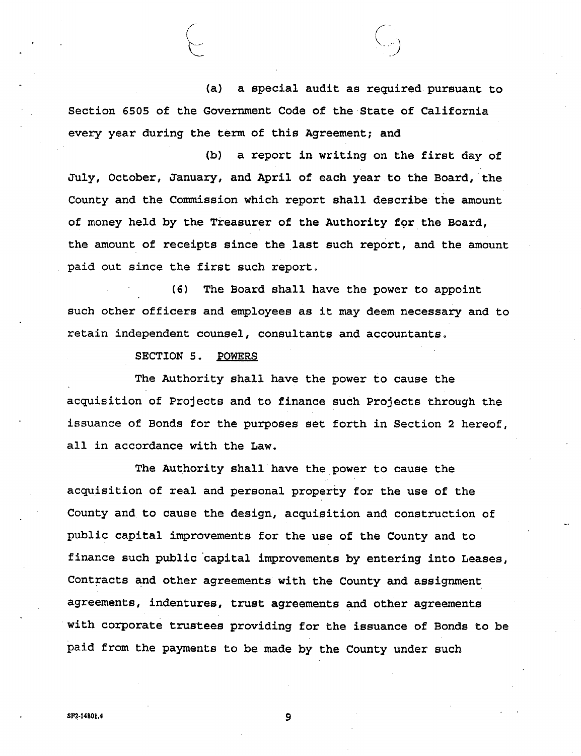(a) a special audit as required pursuant to Section 6505 of the Government Code of the State of California every year during the term of this Agreement; and

(b) a report in writing on the first day of July, October, January, and April of each year to the Board, the County and the Commission which report shall describe the amount of money held by the Treasurer of the Authority for the Board, the amount of receipts since the last such report, and the amount paid out since the first such report.

(6) The Board shall have the power to appoint such other officers and employees as it may deem necessary and to retain independent counsel, consultants and accountants.

SECTION 5. POWERS

The Authority shall have the power to cause the acquisition of Projects and to finance such Projects through the issuance of Bonds for the purposes set forth in Section 2 hereof, all in accordance with the Law.

The Authority shall have the power to cause the acquisition of real and personal property for the use of the County and to cause the design, acquisition and construction of public capital improvements for the use of the County and to finance such public capital improvements by entering into Leases, Contracts and other agreements with the County and assignment agreements, indentures, trust agreements and other agreements with corporate trustees providing for the issuance of Bonds to be paid from the payments to be made by the County under such

SF2-14801.4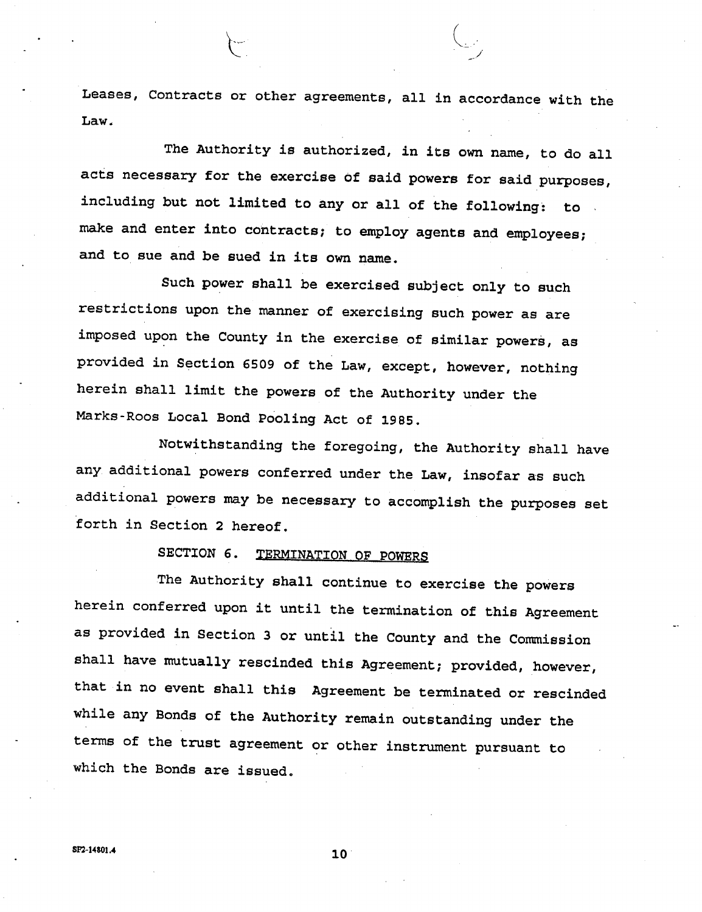Leases, Contracts or other agreements, all in accordance with the Law.

The Authority is authorized, in its own name, to do all acts necessary for the exercise of said powers for said purposes, including but not limited to any or all of the following: to make and enter into contracts; to employ agents and employees; and to sue and be sued in its own name.

Such power shall be exercised subject only to such restrictions upon the manner of exercising such power as are imposed upon the County in the exercise of similar powers, as provided in Section 6509 of the Law, except, however, nothing herein shall limit the powers of the Authority under the Marks-Roos Local Bond Pooling Act of 1985.

Notwithstanding the foregoing, the Authority shall have any additional powers conferred under the Law, insofar as such additional powers may be necessary to accomplish the purposes set forth in Section 2 hereof.

## SECTION 6. TERMINATION OF POWERS

The Authority shall continue to exercise the powers herein conferred upon it until the termination of this Agreement as provided in Section 3 or until the County and the Commission shall have mutually rescinded this Agreement; provided, however, that in no event shall this Agreement be terminated or rescinded while any Bonds of the Authority remain outstanding under the terms of the trust agreement or other instrument pursuant to which the Bonds are issued.

SF2-14801.4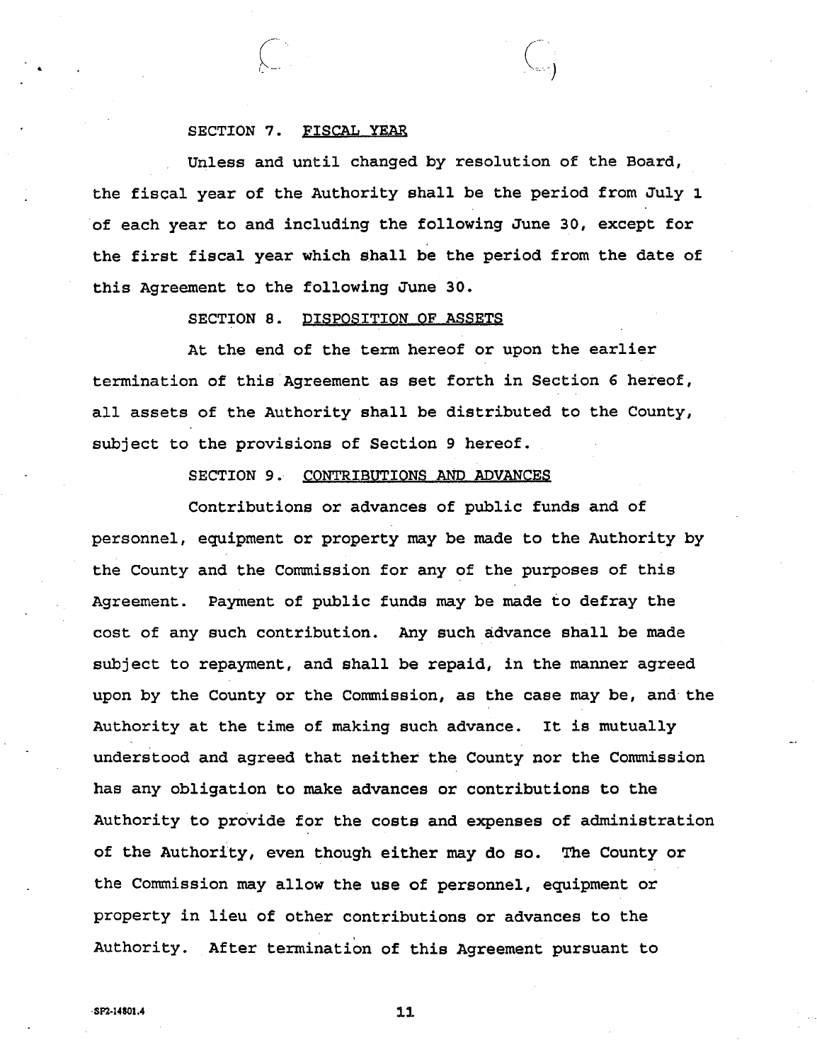SECTION 7. <u>FISCAL YEAR</u>

Unless and until changed by resolution of the Board, the fiscal year of the Authority shall be the period from July 1 of each year to and including the following June 30, except for the first fiscal year which shall be the period from the date of this Agreement to the following June 30.

SECTION 8. <u>DISPOSITION OF ASSETS</u>

At the end of the term hereof or upon the earlier termination of this Agreement as set forth in Section 6 hereof, all assets of the Authority shall be distributed to the County, subject to the provisions of Section 9 hereof.

SECTION 9. <u>CONTRIBUTIONS AND ADVANCES</u>

Contributions or advances of public funds and of personnel, equipment or property may be made to the Authority by the County and the Commission for any of the purposes of this Agreement. Payment of public funds may be made to defray the cost of any such contribution. Any such advance shall be made subject to repayment, and shall be repaid, in the manner agreed upon by the County or the Commission, as the case may be, and the Authority at the time of making such advance. It is mutually understood and agreed that neither the County nor the Commission has any obligation to make advances or contributions to the Authority to provide for the costs and expenses of administration of the Authority, even though either may do so. The County or the Commission may allow the use of personnel, equipment or property in lieu of other contributions or advances to the Authority. After termination of this Agreement pursuant to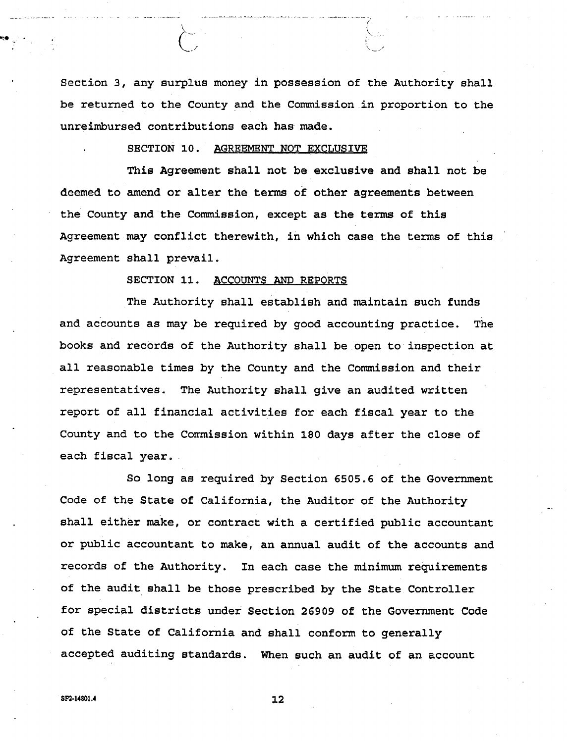Section 3, any surplus money in possession of the Authority shall be returned to the County and the Commission in proportion to the unreimbursed contributions each has made.

SECTION 10. AGREEMENT NOT EXCLUSIVE

This Agreement shall not be exclusive and shall not be deemed to amend or alter the terms of other agreements between the County and the Commission, except as the terms of this Agreement may conflict therewith, in which case the terms of this Agreement shall prevail.

SECTION 11. ACCOUNTS AND REPORTS

The Authority shall establish and maintain such funds and accounts as may be required by good accounting practice. The books and records of the Authority shall be open to inspection at all reasonable times by the County and the Commission and their representatives. The Authority shall give an audited written report of all financial activities for each fiscal year to the County and to the Commission within 180 days after the close of each fiscal year.

So long as required by Section 6505.6 of the Government Code of the State of California, the Auditor of the Authority shall either make, or contract with a certified public accountant or public accountant to make, an annual audit of the accounts and records of the Authority. In each case the minimum requirements of the audit shall be those prescribed by the State Controller for special districts under Section 26909 of the Government Code of the State of California and shall conform to generally accepted auditing standards. When such an audit of an account

SF2-14801.4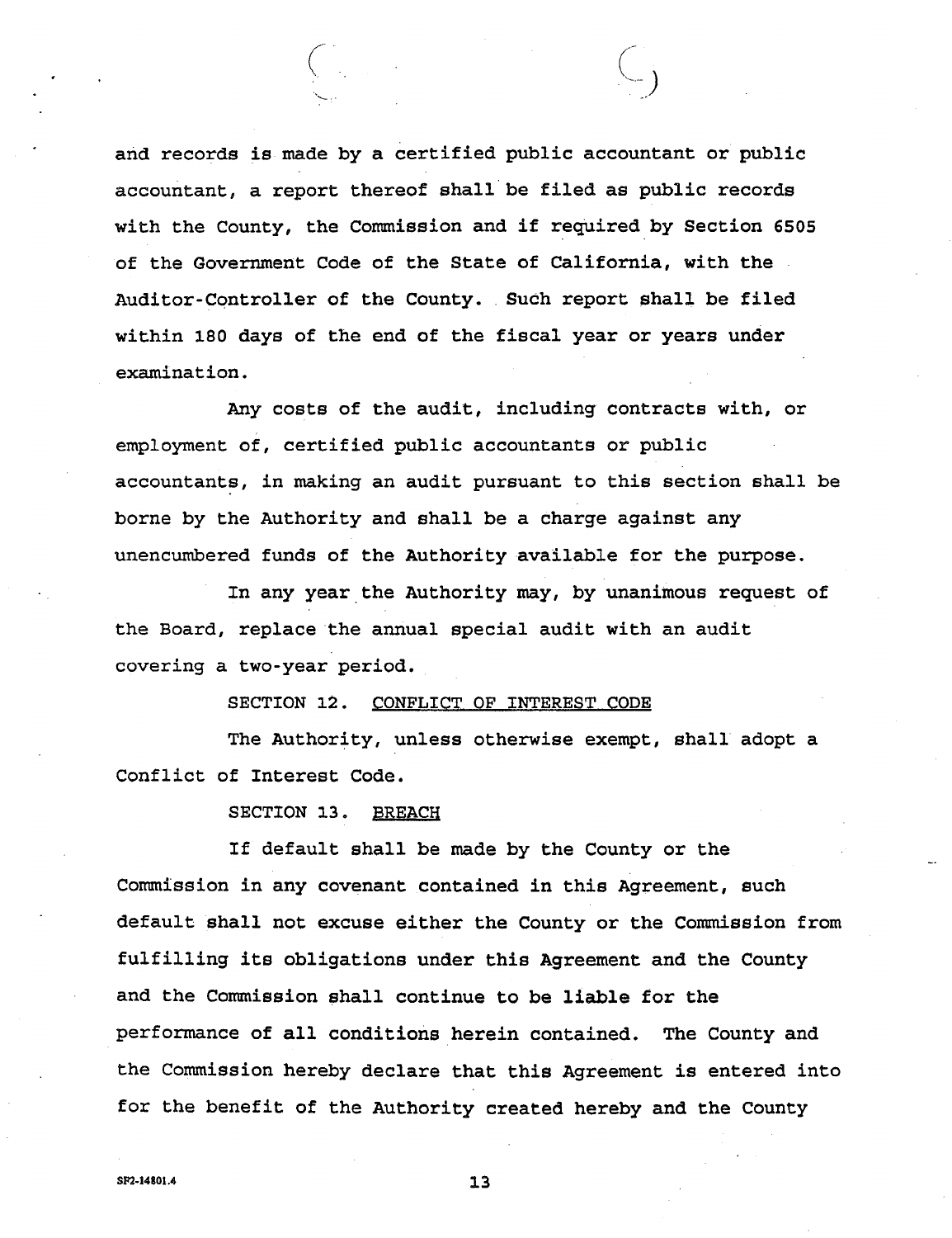and records is made by a certified public accountant or public accountant, a report thereof shall be filed as public records with the County, the Commission and if required by Section 6505 of the Government Code of the State of California, with the Auditor-Controller of the County. Such report shall be filed within 180 days of the end of the fiscal year or years under examination.

Any costs of the audit, including contracts with, or employment of, certified public accountants or public accountants, in making an audit pursuant to this section shall be borne by the Authority and shall be a charge against any unencumbered funds of the Authority available for the purpose.

In any year the Authority may, by unanimous request of the Board, replace the annual special audit with an audit covering a two-year period.

SECTION 12. CONFLICT OF INTEREST CODE

The Authority, unless otherwise exempt, shall adopt a Conflict of Interest Code.

SECTION 13. BREACH

If default shall be made by the County or the Commission in any covenant contained in this Agreement, such default shall not excuse either the County or the Commission from fulfilling its obligations under this Agreement and the County and the Commission shall continue to be liable for the performance of all conditions herein contained. The County and the Commission hereby declare that this Agreement is entered into for the benefit of the Authority created hereby and the County

SF2-14801.4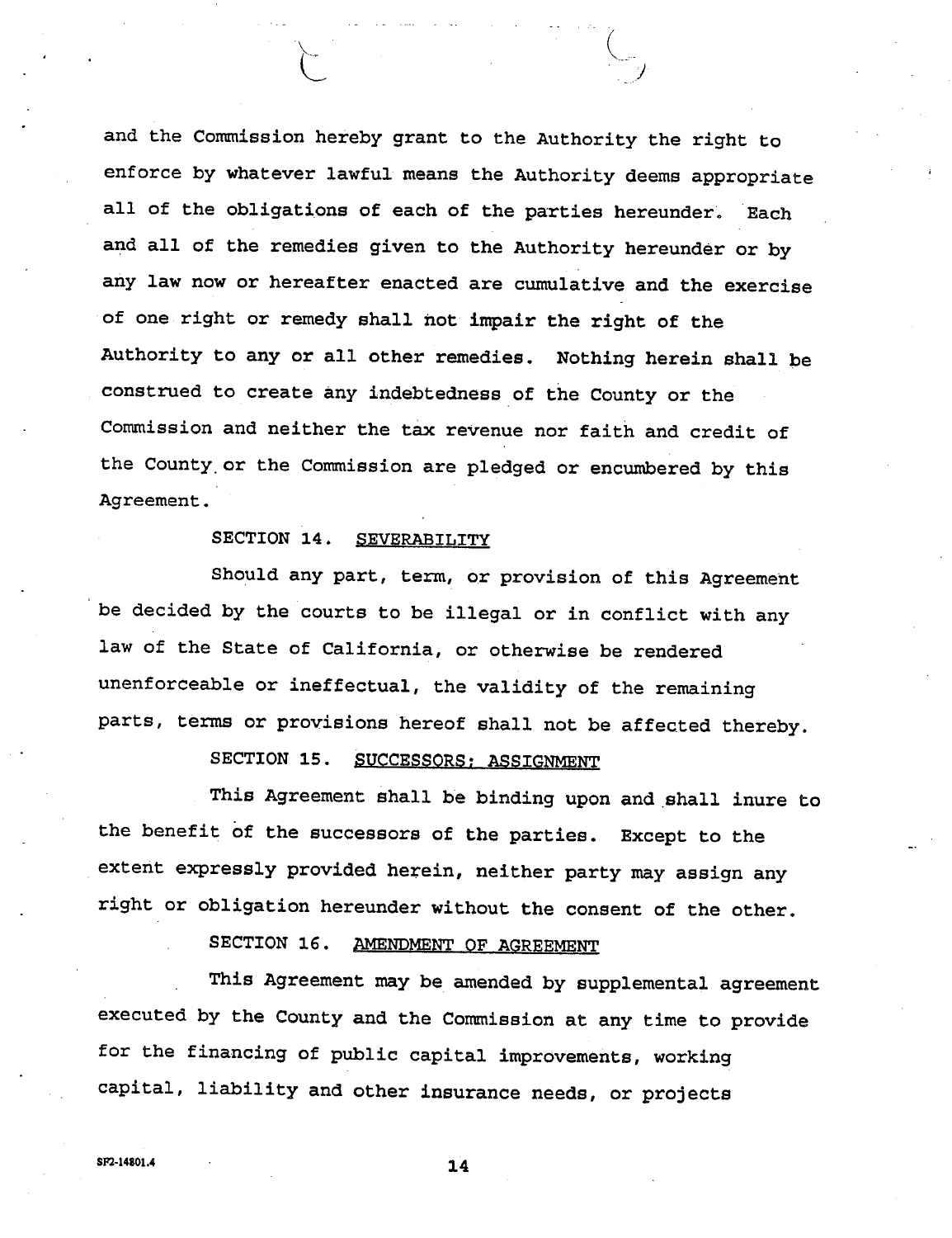and the Commission hereby grant to the Authority the right to enforce by whatever lawful means the Authority deems appropriate all of the obligations of each of the parties hereunder. Each and all of the remedies given to the Authority hereunder or by any law now or hereafter enacted are cumulative and the exercise of one right or remedy shall not impair the right of the Authority to any or all other remedies. Nothing herein shall be construed to create any indebtedness of the County or the Commission and neither the tax revenue nor faith and credit of the County or the Commission are pledged or encumbered by this Agreement.

SECTION 14. SEVERABILITY

Should any part, term, or provision of this Agreement be decided by the courts to be illegal or in conflict with any law of the State of California, or otherwise be rendered unenforceable or ineffectual, the validity of the remaining parts, terms or provisions hereof shall not be affected thereby.

SECTION 15. SUCCESSORS; ASSIGNMENT

This Agreement shall be binding upon and shall inure to the benefit of the successors of the parties. Except to the extent expressly provided herein, neither party may assign any right or obligation hereunder without the consent of the other.

SECTION 16. AMENDMENT OF AGREEMENT

This Agreement may be amended by supplemental agreement executed by the County and the Commission at any time to provide for the financing of public capital improvements, working capital, liability and other insurance needs, or projects

SF2-14801.4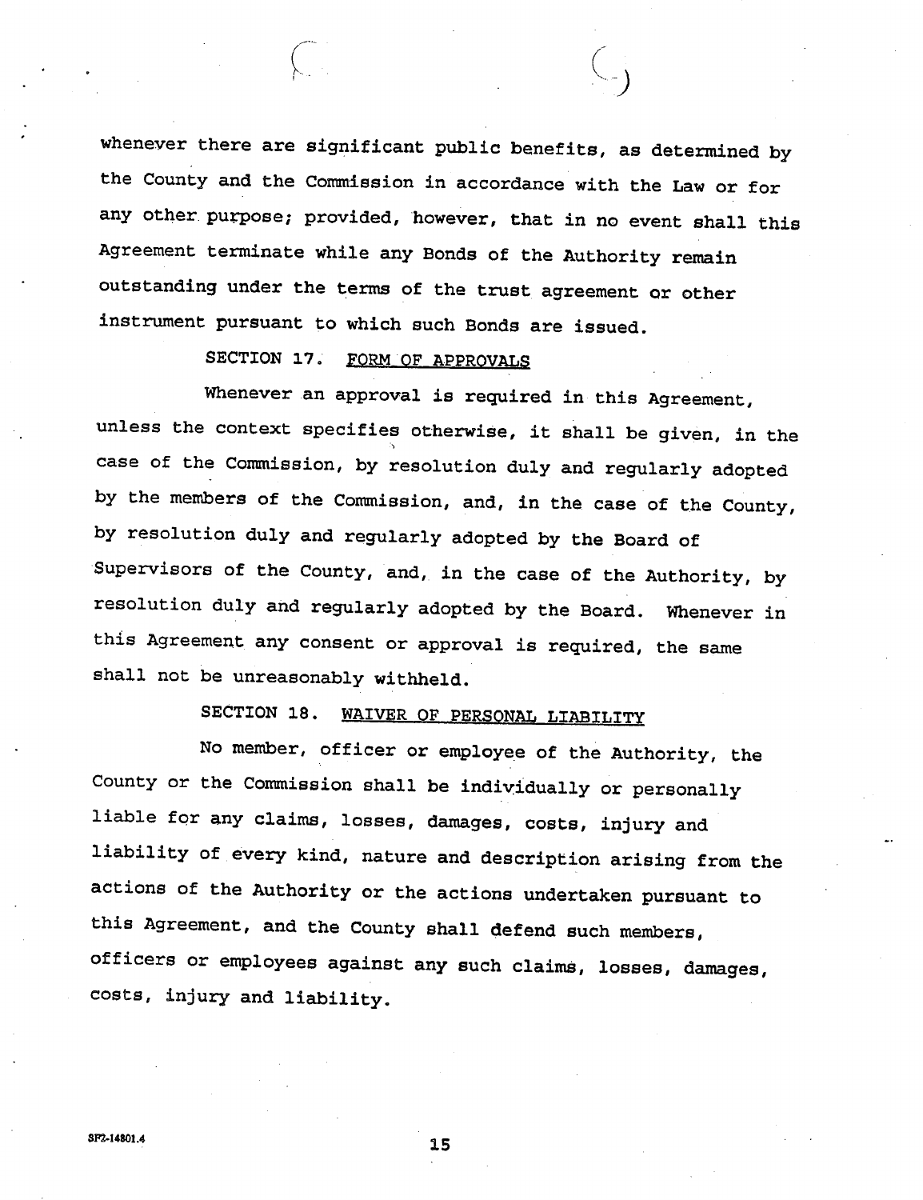whenever there are significant public benefits, as determined by the County and the Commission in accordance with the Law or for any other purpose; provided, however, that in no event shall this Agreement terminate while any Bonds of the Authority remain outstanding under the terms of the trust agreement or other instrument pursuant to which such Bonds are issued.

SECTION 17. <u>FORM OF APPROVALS</u>

Whenever an approval is required in this Agreement, unless the context specifies otherwise, it shall be given, in the case of the Commission, by resolution duly and regularly adopted by the members of the Commission, and, in the case of the County, by resolution duly and regularly adopted by the Board of Supervisors of the County, and, in the case of the Authority, by resolution duly and regularly adopted by the Board. Whenever in this Agreement any consent or approval is required, the same shall not be unreasonably withheld.

SECTION 18. <u>WAIVER OF PERSONAL LIABILITY</u>

No member, officer or employee of the Authority, the County or the Commission shall be individually or personally liable for any claims, losses, damages, costs, injury and liability of every kind, nature and description arising from the actions of the Authority or the actions undertaken pursuant to this Agreement, and the County shall defend such members, officers or employees against any such claims, losses, damages, costs, injury and liability.

SF2-14801.4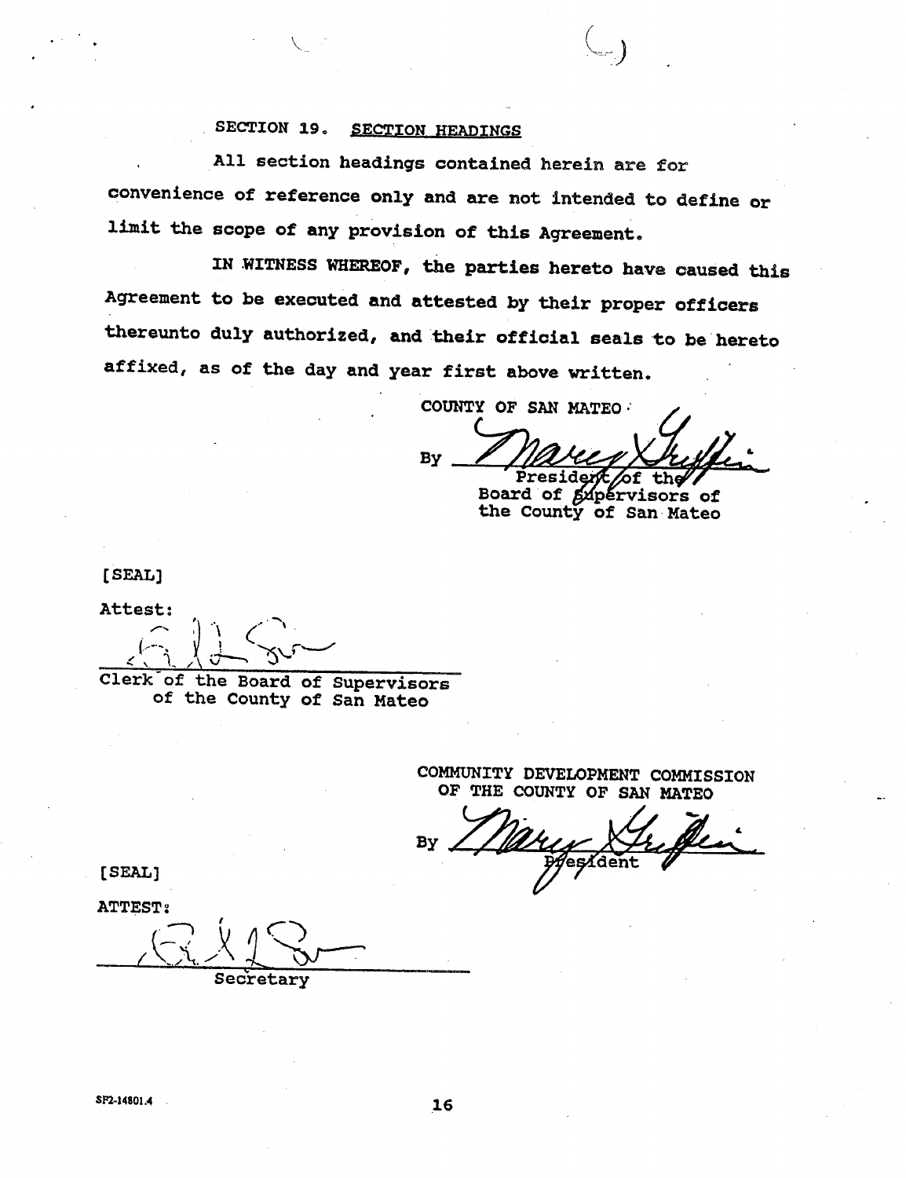SECTION 19. SECTION HEADINGS

All section headings contained herein are for convenience of reference only and are not intended to define or limit the scope of any provision of this Agreement.

IN WITNESS WHEREOF, the parties hereto have caused this Agreement to be executed and attested by their proper officers thereunto duly authorized, and their official seals to be hereto affixed, as of the day and year first above written.

COUNTY OF SAN MATEO

By ______________________
President of the Board of Supervisors of the County of San Mateo

[SEAL]

Attest:

______________________
Clerk of the Board of Supervisors of the County of San Mateo

COMMUNITY DEVELOPMENT COMMISSION OF THE COUNTY OF SAN MATEO

By ______________________
President

[SEAL]

ATTEST:

______________________
Secretary

SF2-14801.4